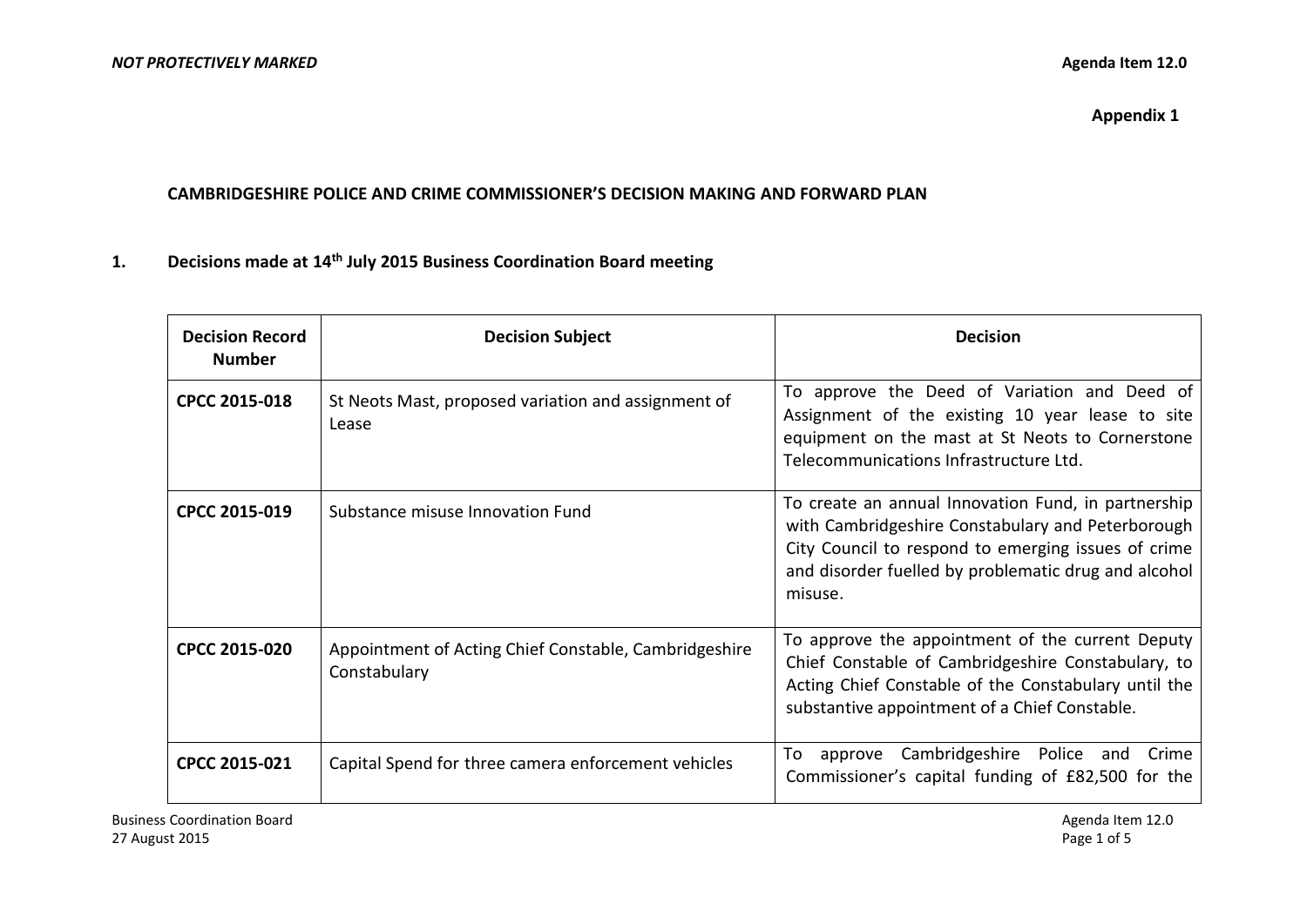*NOT PROTECTIVELY MARKED* **Agenda Item 12.0**

**Appendix 1**

**CAMBRIDGESHIRE POLICE AND CRIME COMMISSIONER'S DECISION MAKING AND FORWARD PLAN**

## 1. Decisions made at 14th July 2015 Business Coordination Board meeting

| Decision Record Number | Decision Subject | Decision |
|---|---|---|
| **CPCC 2015-018** | St Neots Mast, proposed variation and assignment of Lease | To approve the Deed of Variation and Deed of Assignment of the existing 10 year lease to site equipment on the mast at St Neots to Cornerstone Telecommunications Infrastructure Ltd. |
| **CPCC 2015-019** | Substance misuse Innovation Fund | To create an annual Innovation Fund, in partnership with Cambridgeshire Constabulary and Peterborough City Council to respond to emerging issues of crime and disorder fuelled by problematic drug and alcohol misuse. |
| **CPCC 2015-020** | Appointment of Acting Chief Constable, Cambridgeshire Constabulary | To approve the appointment of the current Deputy Chief Constable of Cambridgeshire Constabulary, to Acting Chief Constable of the Constabulary until the substantive appointment of a Chief Constable. |
| **CPCC 2015-021** | Capital Spend for three camera enforcement vehicles | To approve Cambridgeshire Police and Crime Commissioner's capital funding of £82,500 for the |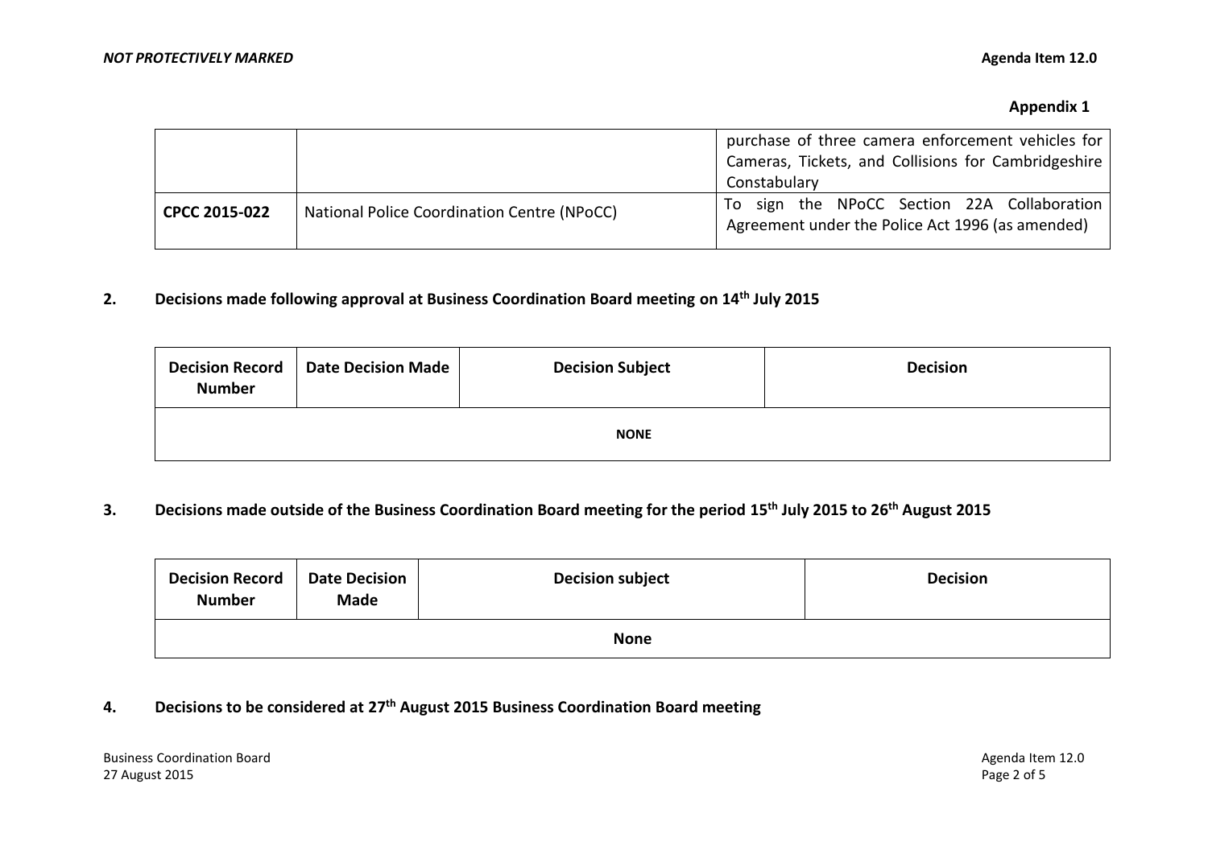**Appendix 1**

| | | |
|---|---|---|
| | | purchase of three camera enforcement vehicles for Cameras, Tickets, and Collisions for Cambridgeshire Constabulary |
| **CPCC 2015-022** | National Police Coordination Centre (NPoCC) | To sign the NPoCC Section 22A Collaboration Agreement under the Police Act 1996 (as amended) |

## 2. Decisions made following approval at Business Coordination Board meeting on 14th July 2015

| Decision Record Number | Date Decision Made | Decision Subject | Decision |
|---|---|---|---|
| **NONE** | | | |

## 3. Decisions made outside of the Business Coordination Board meeting for the period 15th July 2015 to 26th August 2015

| Decision Record Number | Date Decision Made | Decision subject | Decision |
|---|---|---|---|
| **None** | | | |

## 4. Decisions to be considered at 27th August 2015 Business Coordination Board meeting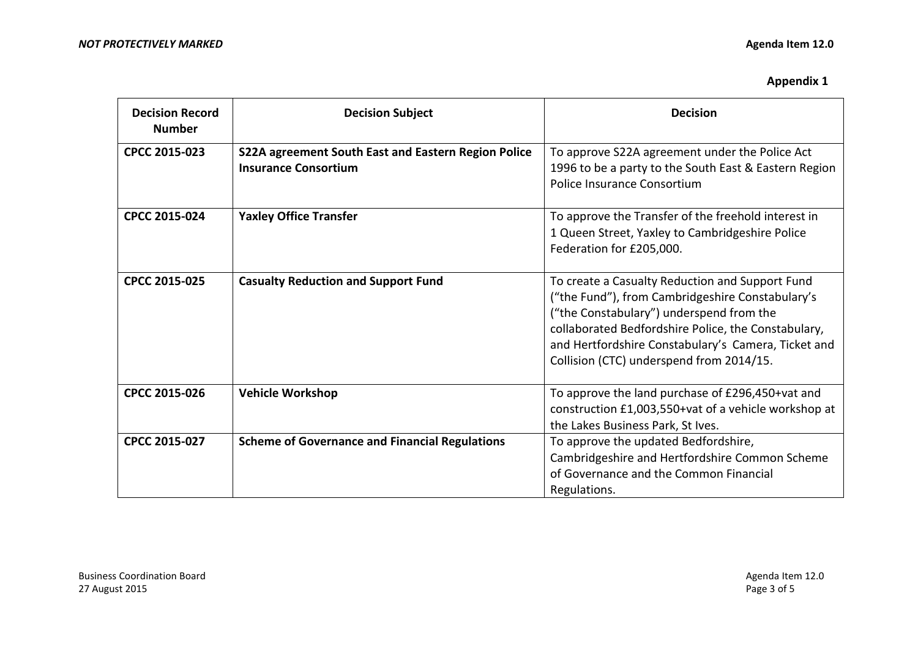**Appendix 1**

| Decision Record Number | Decision Subject | Decision |
| --- | --- | --- |
| CPCC 2015-023 | **S22A agreement South East and Eastern Region Police Insurance Consortium** | To approve S22A agreement under the Police Act 1996 to be a party to the South East & Eastern Region Police Insurance Consortium |
| CPCC 2015-024 | **Yaxley Office Transfer** | To approve the Transfer of the freehold interest in 1 Queen Street, Yaxley to Cambridgeshire Police Federation for £205,000. |
| CPCC 2015-025 | **Casualty Reduction and Support Fund** | To create a Casualty Reduction and Support Fund ("the Fund"), from Cambridgeshire Constabulary's ("the Constabulary") underspend from the collaborated Bedfordshire Police, the Constabulary, and Hertfordshire Constabulary's Camera, Ticket and Collision (CTC) underspend from 2014/15. |
| CPCC 2015-026 | **Vehicle Workshop** | To approve the land purchase of £296,450+vat and construction £1,003,550+vat of a vehicle workshop at the Lakes Business Park, St Ives. |
| CPCC 2015-027 | **Scheme of Governance and Financial Regulations** | To approve the updated Bedfordshire, Cambridgeshire and Hertfordshire Common Scheme of Governance and the Common Financial Regulations. |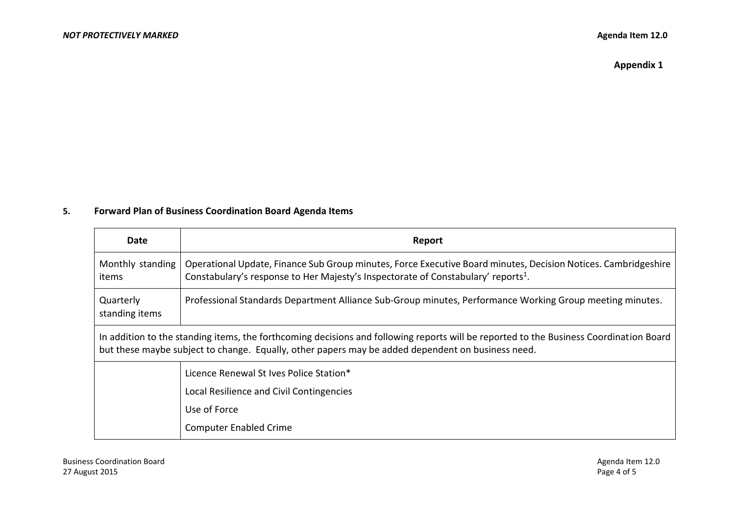**Appendix 1**

**5. Forward Plan of Business Coordination Board Agenda Items**

| Date | Report |
|---|---|
| Monthly standing items | Operational Update, Finance Sub Group minutes, Force Executive Board minutes, Decision Notices. Cambridgeshire Constabulary's response to Her Majesty's Inspectorate of Constabulary' reports[1]. |
| Quarterly standing items | Professional Standards Department Alliance Sub-Group minutes, Performance Working Group meeting minutes. |
| In addition to the standing items, the forthcoming decisions and following reports will be reported to the Business Coordination Board but these maybe subject to change. Equally, other papers may be added dependent on business need. | |
| | Licence Renewal St Ives Police Station*<br>Local Resilience and Civil Contingencies<br>Use of Force<br>Computer Enabled Crime |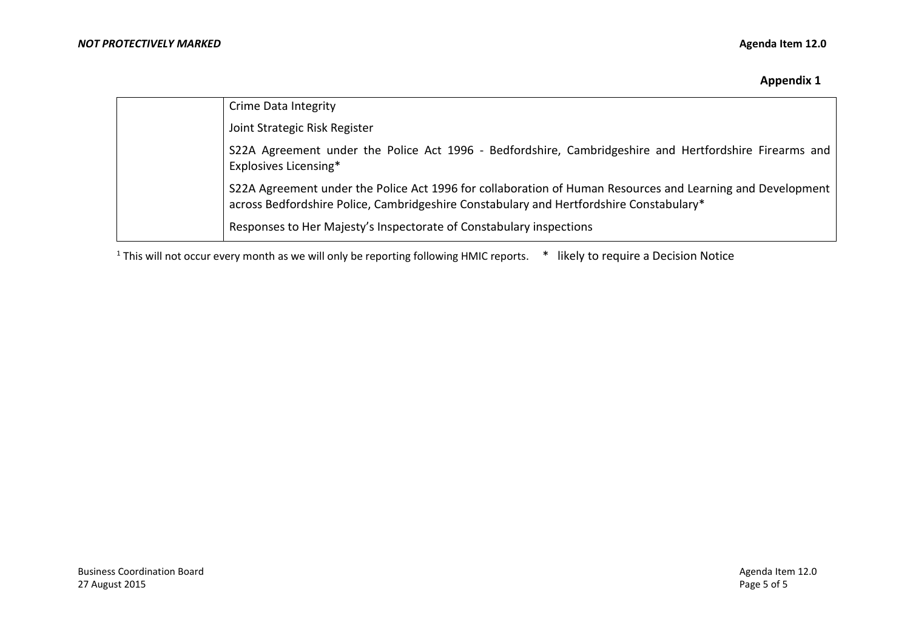**Appendix 1**

| | |
|---|---|
| | Crime Data Integrity |
| | Joint Strategic Risk Register |
| | S22A Agreement under the Police Act 1996 - Bedfordshire, Cambridgeshire and Hertfordshire Firearms and Explosives Licensing* |
| | S22A Agreement under the Police Act 1996 for collaboration of Human Resources and Learning and Development across Bedfordshire Police, Cambridgeshire Constabulary and Hertfordshire Constabulary* |
| | Responses to Her Majesty's Inspectorate of Constabulary inspections |

[1] This will not occur every month as we will only be reporting following HMIC reports. * likely to require a Decision Notice